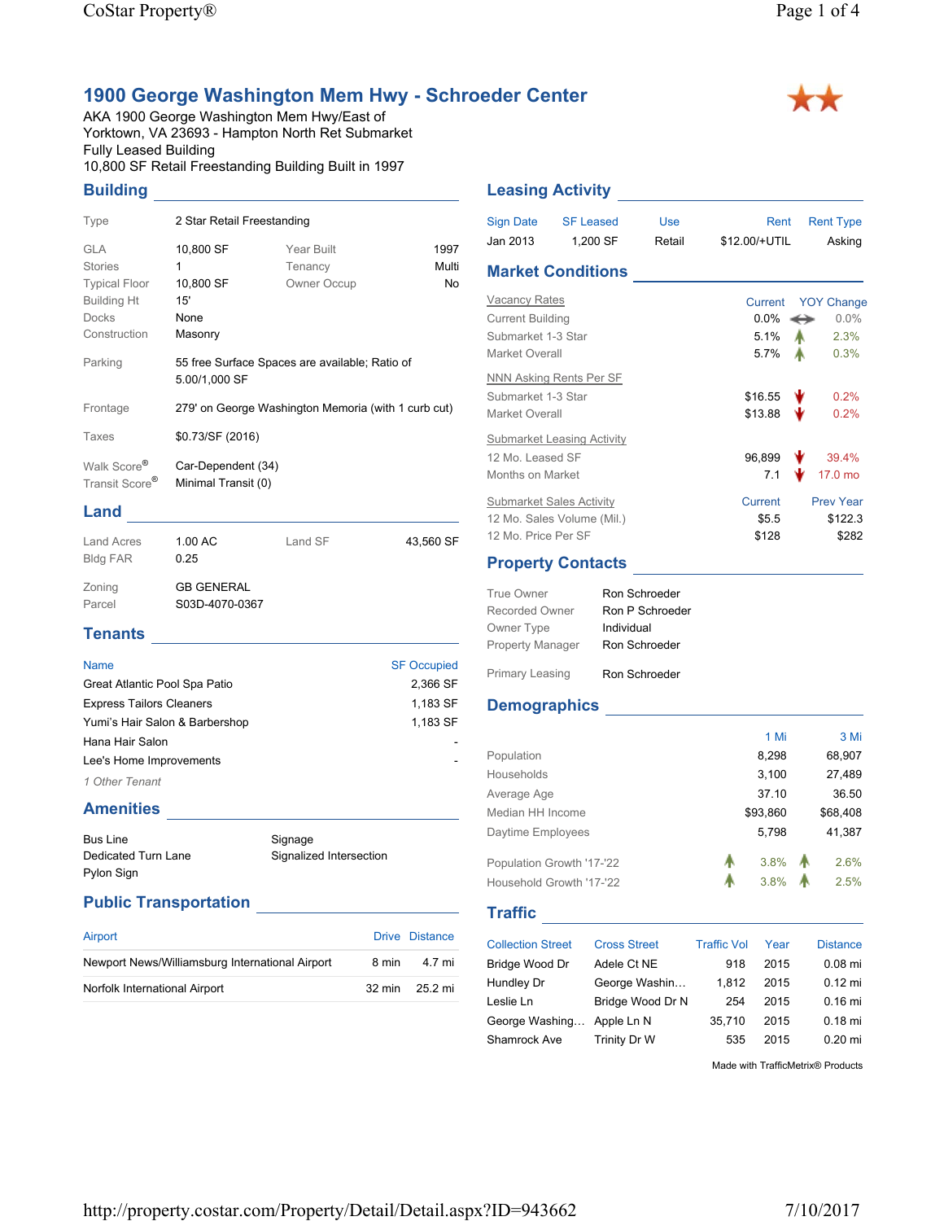# 1900 George Washington Mem Hwy - Schroeder Center

AKA 1900 George Washington Mem Hwy/East of
Yorktown, VA 23693 - Hampton North Ret Submarket
Fully Leased Building
10,800 SF Retail Freestanding Building Built in 1997

## Building

| | | | |
|---|---|---|---|
| Type | 2 Star Retail Freestanding | | |
| GLA | 10,800 SF | Year Built | 1997 |
| Stories | 1 | Tenancy | Multi |
| Typical Floor | 10,800 SF | Owner Occup | No |
| Building Ht | 15' | | |
| Docks | None | | |
| Construction | Masonry | | |
| Parking | 55 free Surface Spaces are available; Ratio of 5.00/1,000 SF | | |
| Frontage | 279' on George Washington Memoria (with 1 curb cut) | | |
| Taxes | $0.73/SF (2016) | | |
| Walk Score® | Car-Dependent (34) | | |
| Transit Score® | Minimal Transit (0) | | |

## Land

| | | | |
|---|---|---|---|
| Land Acres | 1.00 AC | Land SF | 43,560 SF |
| Bldg FAR | 0.25 | | |
| Zoning | GB GENERAL | | |
| Parcel | S03D-4070-0367 | | |

## Tenants

| Name | SF Occupied |
|---|---|
| Great Atlantic Pool Spa Patio | 2,366 SF |
| Express Tailors Cleaners | 1,183 SF |
| Yumi's Hair Salon & Barbershop | 1,183 SF |
| Hana Hair Salon | - |
| Lee's Home Improvements | - |

*1 Other Tenant*

## Amenities

- Bus Line
- Dedicated Turn Lane
- Pylon Sign
- Signage
- Signalized Intersection

## Public Transportation

| Airport | Drive | Distance |
|---|---|---|
| Newport News/Williamsburg International Airport | 8 min | 4.7 mi |
| Norfolk International Airport | 32 min | 25.2 mi |

## Leasing Activity

| Sign Date | SF Leased | Use | Rent | Rent Type |
|---|---|---|---|---|
| Jan 2013 | 1,200 SF | Retail | $12.00/+UTIL | Asking |

## Market Conditions

| Vacancy Rates | Current | YOY Change |
|---|---|---|
| Current Building | 0.0% | ↔ 0.0% |
| Submarket 1-3 Star | 5.1% | ↑ 2.3% |
| Market Overall | 5.7% | ↑ 0.3% |

| NNN Asking Rents Per SF | | |
|---|---|---|
| Submarket 1-3 Star | $16.55 | ↓ 0.2% |
| Market Overall | $13.88 | ↓ 0.2% |

| Submarket Leasing Activity | | |
|---|---|---|
| 12 Mo. Leased SF | 96,899 | ↓ 39.4% |
| Months on Market | 7.1 | ↓ 17.0 mo |

| Submarket Sales Activity | Current | Prev Year |
|---|---|---|
| 12 Mo. Sales Volume (Mil.) | $5.5 | $122.3 |
| 12 Mo. Price Per SF | $128 | $282 |

## Property Contacts

| | |
|---|---|
| True Owner | Ron Schroeder |
| Recorded Owner | Ron P Schroeder |
| Owner Type | Individual |
| Property Manager | Ron Schroeder |
| Primary Leasing | Ron Schroeder |

## Demographics

| | 1 Mi | 3 Mi |
|---|---|---|
| Population | 8,298 | 68,907 |
| Households | 3,100 | 27,489 |
| Average Age | 37.10 | 36.50 |
| Median HH Income | $93,860 | $68,408 |
| Daytime Employees | 5,798 | 41,387 |
| Population Growth '17-'22 | ↑ 3.8% | ↑ 2.6% |
| Household Growth '17-'22 | ↑ 3.8% | ↑ 2.5% |

## Traffic

| Collection Street | Cross Street | Traffic Vol | Year | Distance |
|---|---|---|---|---|
| Bridge Wood Dr | Adele Ct NE | 918 | 2015 | 0.08 mi |
| Hundley Dr | George Washin... | 1,812 | 2015 | 0.12 mi |
| Leslie Ln | Bridge Wood Dr N | 254 | 2015 | 0.16 mi |
| George Washing... | Apple Ln N | 35,710 | 2015 | 0.18 mi |
| Shamrock Ave | Trinity Dr W | 535 | 2015 | 0.20 mi |

Made with TrafficMetrix® Products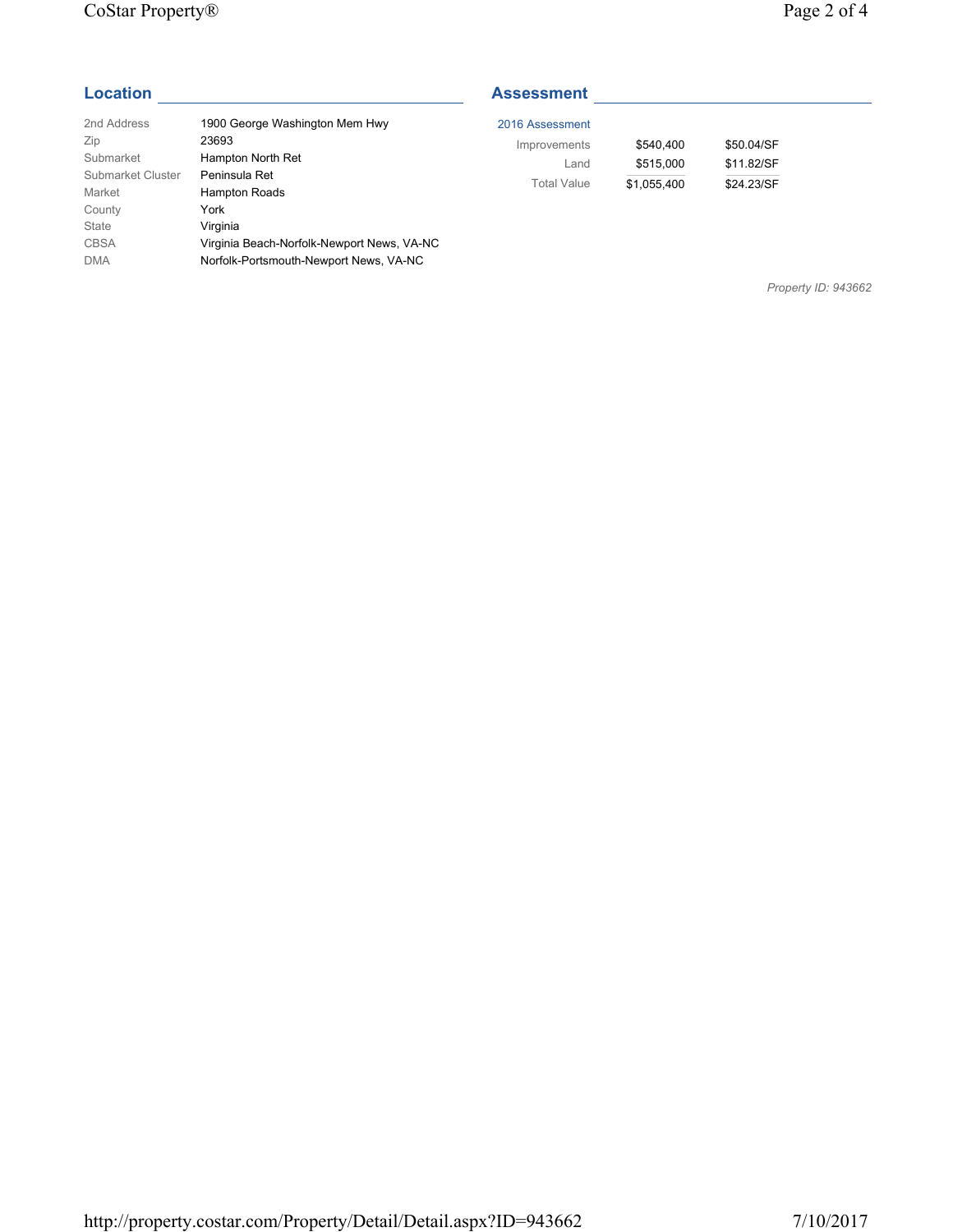## Location

| | |
|---|---|
| 2nd Address | 1900 George Washington Mem Hwy |
| Zip | 23693 |
| Submarket | Hampton North Ret |
| Submarket Cluster | Peninsula Ret |
| Market | Hampton Roads |
| County | York |
| State | Virginia |
| CBSA | Virginia Beach-Norfolk-Newport News, VA-NC |
| DMA | Norfolk-Portsmouth-Newport News, VA-NC |

## Assessment

| 2016 Assessment | | |
|---|---|---|
| Improvements | $540,400 | $50.04/SF |
| Land | $515,000 | $11.82/SF |
| Total Value | $1,055,400 | $24.23/SF |

*Property ID: 943662*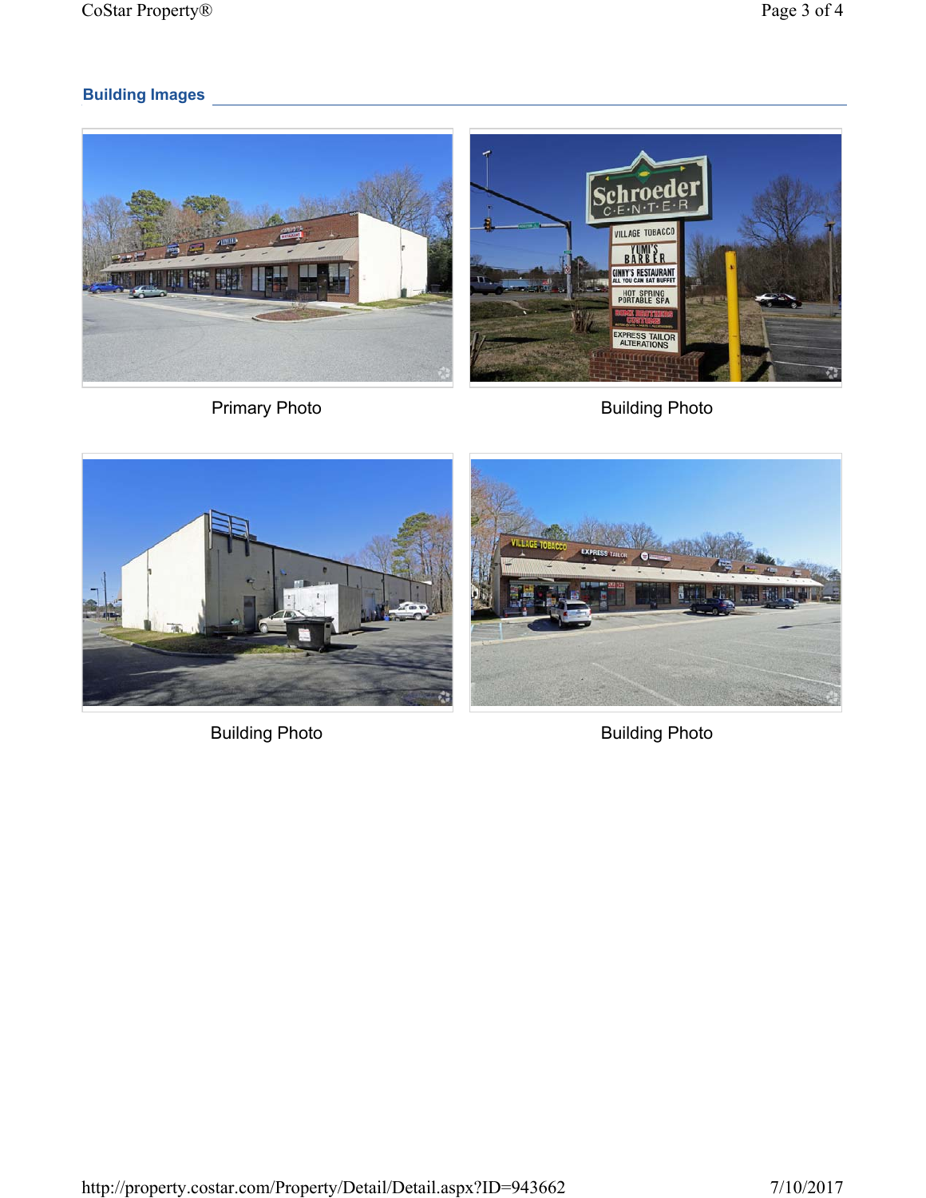## Building Images

Primary Photo

Building Photo

Building Photo

Building Photo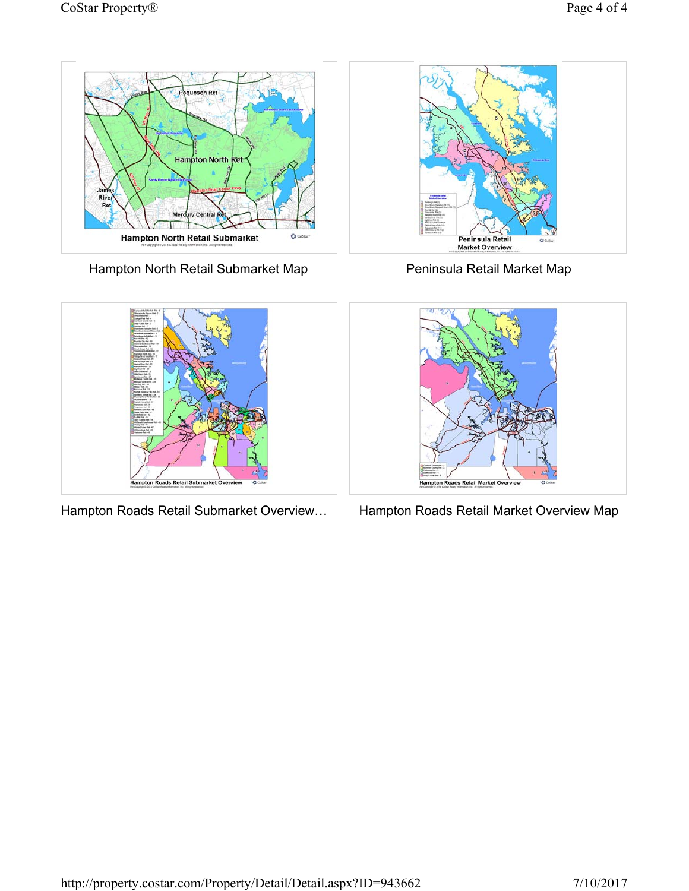Hampton North Retail Submarket Map

Peninsula Retail Market Map

Hampton Roads Retail Submarket Overview…

Hampton Roads Retail Market Overview Map